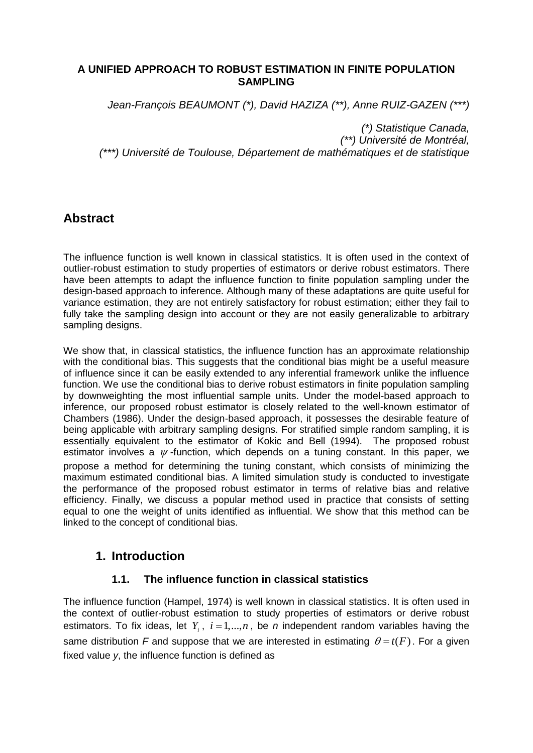# A UNIFIED APPROACH TO ROBUST ESTIMATION IN FINITE POPULATION SAMPLING

*Jean-François BEAUMONT (\*), David HAZIZA (\*\*), Anne RUIZ-GAZEN (\*\*\*)*

*(\*) Statistique Canada,*
*(\*\*) Université de Montréal,*
*(\*\*\*) Université de Toulouse, Département de mathématiques et de statistique*

## Abstract

The influence function is well known in classical statistics. It is often used in the context of outlier-robust estimation to study properties of estimators or derive robust estimators. There have been attempts to adapt the influence function to finite population sampling under the design-based approach to inference. Although many of these adaptations are quite useful for variance estimation, they are not entirely satisfactory for robust estimation; either they fail to fully take the sampling design into account or they are not easily generalizable to arbitrary sampling designs.

We show that, in classical statistics, the influence function has an approximate relationship with the conditional bias. This suggests that the conditional bias might be a useful measure of influence since it can be easily extended to any inferential framework unlike the influence function. We use the conditional bias to derive robust estimators in finite population sampling by downweighting the most influential sample units. Under the model-based approach to inference, our proposed robust estimator is closely related to the well-known estimator of Chambers (1986). Under the design-based approach, it possesses the desirable feature of being applicable with arbitrary sampling designs. For stratified simple random sampling, it is essentially equivalent to the estimator of Kokic and Bell (1994). The proposed robust estimator involves a $\psi$-function, which depends on a tuning constant. In this paper, we propose a method for determining the tuning constant, which consists of minimizing the maximum estimated conditional bias. A limited simulation study is conducted to investigate the performance of the proposed robust estimator in terms of relative bias and relative efficiency. Finally, we discuss a popular method used in practice that consists of setting equal to one the weight of units identified as influential. We show that this method can be linked to the concept of conditional bias.

## 1. Introduction

### 1.1. The influence function in classical statistics

The influence function (Hampel, 1974) is well known in classical statistics. It is often used in the context of outlier-robust estimation to study properties of estimators or derive robust estimators. To fix ideas, let $Y_i$, $i = 1,...,n$, be $n$ independent random variables having the same distribution $F$ and suppose that we are interested in estimating $\theta = t(F)$. For a given fixed value $y$, the influence function is defined as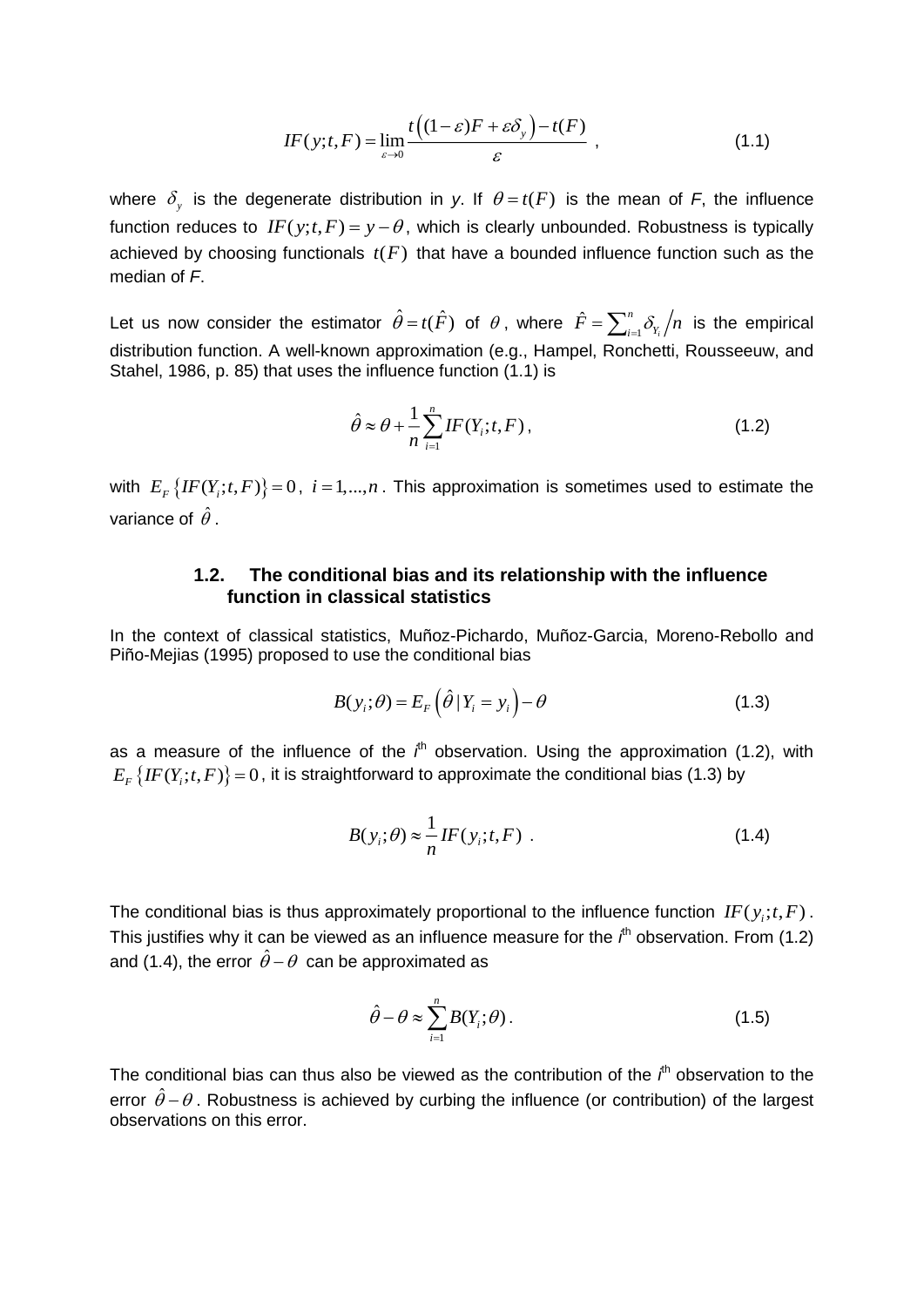$$IF(y;t,F) = \lim_{\varepsilon \to 0} \frac{t\left((1-\varepsilon)F + \varepsilon\delta_y\right) - t(F)}{\varepsilon} \quad , \tag{1.1}$$

where $\delta_y$ is the degenerate distribution in *y*. If $\theta = t(F)$ is the mean of *F*, the influence function reduces to $IF(y;t,F) = y - \theta$, which is clearly unbounded. Robustness is typically achieved by choosing functionals $t(F)$ that have a bounded influence function such as the median of *F*.

Let us now consider the estimator $\hat{\theta} = t(\hat{F})$ of $\theta$, where $\hat{F} = \sum_{i=1}^{n} \delta_{Y_i} \Big/ n$ is the empirical distribution function. A well-known approximation (e.g., Hampel, Ronchetti, Rousseeuw, and Stahel, 1986, p. 85) that uses the influence function (1.1) is

$$\hat{\theta} \approx \theta + \frac{1}{n}\sum_{i=1}^{n} IF(Y_i;t,F), \tag{1.2}$$

with $E_F\left\{IF(Y_i;t,F)\right\} = 0$, $i = 1,...,n$. This approximation is sometimes used to estimate the variance of $\hat{\theta}$.

### 1.2. The conditional bias and its relationship with the influence function in classical statistics

In the context of classical statistics, Muñoz-Pichardo, Muñoz-Garcia, Moreno-Rebollo and Piño-Mejias (1995) proposed to use the conditional bias

$$B(y_i;\theta) = E_F\left(\hat{\theta} \,|\, Y_i = y_i\right) - \theta \tag{1.3}$$

as a measure of the influence of the *i*th observation. Using the approximation (1.2), with $E_F\left\{IF(Y_i;t,F)\right\} = 0$, it is straightforward to approximate the conditional bias (1.3) by

$$B(y_i;\theta) \approx \frac{1}{n} IF(y_i;t,F) \ . \tag{1.4}$$

The conditional bias is thus approximately proportional to the influence function $IF(y_i;t,F)$. This justifies why it can be viewed as an influence measure for the *i*th observation. From (1.2) and (1.4), the error $\hat{\theta} - \theta$ can be approximated as

$$\hat{\theta} - \theta \approx \sum_{i=1}^{n} B(Y_i;\theta). \tag{1.5}$$

The conditional bias can thus also be viewed as the contribution of the *i*th observation to the error $\hat{\theta} - \theta$. Robustness is achieved by curbing the influence (or contribution) of the largest observations on this error.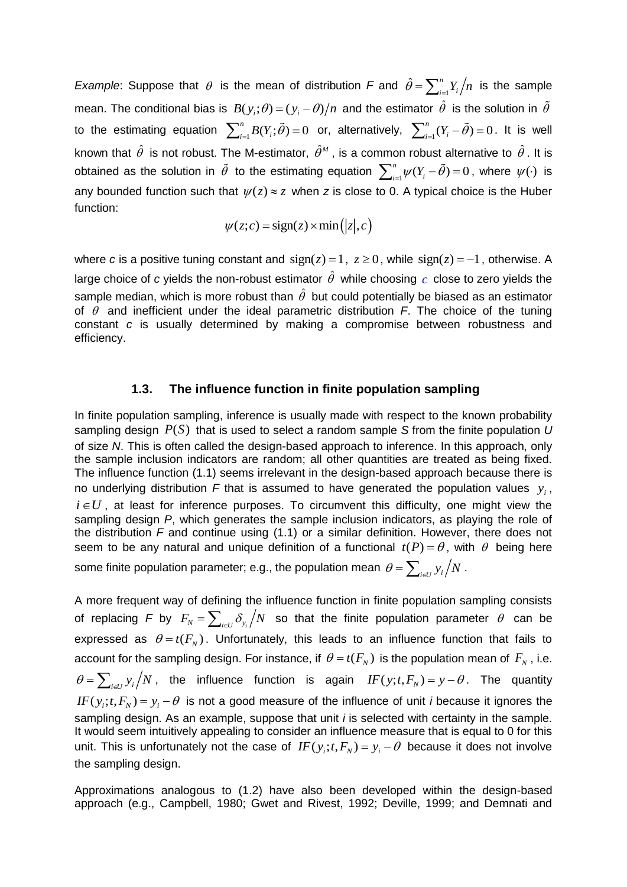*Example*: Suppose that $\theta$ is the mean of distribution *F* and $\hat{\theta} = \sum_{i=1}^{n} Y_i / n$ is the sample mean. The conditional bias is $B(y_i;\theta) = (y_i - \theta)/n$ and the estimator $\hat{\theta}$ is the solution in $\tilde{\theta}$ to the estimating equation $\sum_{i=1}^{n} B(Y_i;\tilde{\theta}) = 0$ or, alternatively, $\sum_{i=1}^{n} (Y_i - \tilde{\theta}) = 0$. It is well known that $\hat{\theta}$ is not robust. The M-estimator, $\hat{\theta}^M$, is a common robust alternative to $\hat{\theta}$. It is obtained as the solution in $\tilde{\theta}$ to the estimating equation $\sum_{i=1}^{n} \psi(Y_i - \tilde{\theta}) = 0$, where $\psi(\cdot)$ is any bounded function such that $\psi(z) \approx z$ when *z* is close to 0. A typical choice is the Huber function:

$$\psi(z;c) = \text{sign}(z) \times \min(|z|, c)$$

where *c* is a positive tuning constant and $\text{sign}(z) = 1$, $z \geq 0$, while $\text{sign}(z) = -1$, otherwise. A large choice of *c* yields the non-robust estimator $\hat{\theta}$ while choosing $c$ close to zero yields the sample median, which is more robust than $\hat{\theta}$ but could potentially be biased as an estimator of $\theta$ and inefficient under the ideal parametric distribution *F*. The choice of the tuning constant *c* is usually determined by making a compromise between robustness and efficiency.

### 1.3. The influence function in finite population sampling

In finite population sampling, inference is usually made with respect to the known probability sampling design $P(S)$ that is used to select a random sample *S* from the finite population *U* of size *N*. This is often called the design-based approach to inference. In this approach, only the sample inclusion indicators are random; all other quantities are treated as being fixed. The influence function (1.1) seems irrelevant in the design-based approach because there is no underlying distribution *F* that is assumed to have generated the population values $y_i$, $i \in U$, at least for inference purposes. To circumvent this difficulty, one might view the sampling design *P*, which generates the sample inclusion indicators, as playing the role of the distribution *F* and continue using (1.1) or a similar definition. However, there does not seem to be any natural and unique definition of a functional $t(P) = \theta$, with $\theta$ being here some finite population parameter; e.g., the population mean $\theta = \sum_{i \in U} y_i / N$.

A more frequent way of defining the influence function in finite population sampling consists of replacing *F* by $F_N = \sum_{i \in U} \delta_{y_i} / N$ so that the finite population parameter $\theta$ can be expressed as $\theta = t(F_N)$. Unfortunately, this leads to an influence function that fails to account for the sampling design. For instance, if $\theta = t(F_N)$ is the population mean of $F_N$, i.e. $\theta = \sum_{i \in U} y_i / N$, the influence function is again $IF(y;t,F_N) = y - \theta$. The quantity $IF(y_i;t,F_N) = y_i - \theta$ is not a good measure of the influence of unit *i* because it ignores the sampling design. As an example, suppose that unit *i* is selected with certainty in the sample. It would seem intuitively appealing to consider an influence measure that is equal to 0 for this unit. This is unfortunately not the case of $IF(y_i;t,F_N) = y_i - \theta$ because it does not involve the sampling design.

Approximations analogous to (1.2) have also been developed within the design-based approach (e.g., Campbell, 1980; Gwet and Rivest, 1992; Deville, 1999; and Demnati and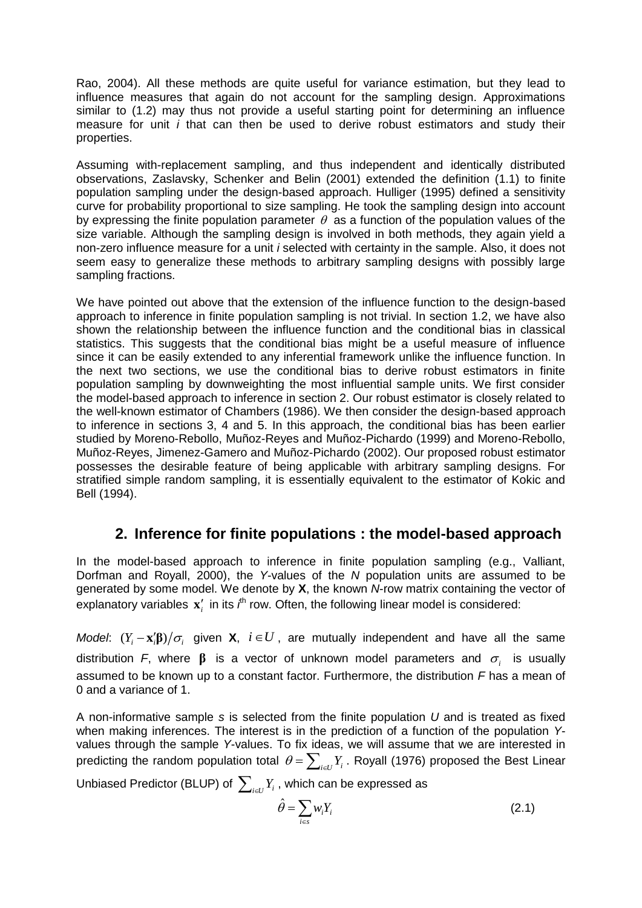Rao, 2004). All these methods are quite useful for variance estimation, but they lead to influence measures that again do not account for the sampling design. Approximations similar to (1.2) may thus not provide a useful starting point for determining an influence measure for unit *i* that can then be used to derive robust estimators and study their properties.

Assuming with-replacement sampling, and thus independent and identically distributed observations, Zaslavsky, Schenker and Belin (2001) extended the definition (1.1) to finite population sampling under the design-based approach. Hulliger (1995) defined a sensitivity curve for probability proportional to size sampling. He took the sampling design into account by expressing the finite population parameter $\theta$ as a function of the population values of the size variable. Although the sampling design is involved in both methods, they again yield a non-zero influence measure for a unit *i* selected with certainty in the sample. Also, it does not seem easy to generalize these methods to arbitrary sampling designs with possibly large sampling fractions.

We have pointed out above that the extension of the influence function to the design-based approach to inference in finite population sampling is not trivial. In section 1.2, we have also shown the relationship between the influence function and the conditional bias in classical statistics. This suggests that the conditional bias might be a useful measure of influence since it can be easily extended to any inferential framework unlike the influence function. In the next two sections, we use the conditional bias to derive robust estimators in finite population sampling by downweighting the most influential sample units. We first consider the model-based approach to inference in section 2. Our robust estimator is closely related to the well-known estimator of Chambers (1986). We then consider the design-based approach to inference in sections 3, 4 and 5. In this approach, the conditional bias has been earlier studied by Moreno-Rebollo, Muñoz-Reyes and Muñoz-Pichardo (1999) and Moreno-Rebollo, Muñoz-Reyes, Jimenez-Gamero and Muñoz-Pichardo (2002). Our proposed robust estimator possesses the desirable feature of being applicable with arbitrary sampling designs. For stratified simple random sampling, it is essentially equivalent to the estimator of Kokic and Bell (1994).

## 2. Inference for finite populations : the model-based approach

In the model-based approach to inference in finite population sampling (e.g., Valliant, Dorfman and Royall, 2000), the *Y*-values of the *N* population units are assumed to be generated by some model. We denote by **X**, the known *N*-row matrix containing the vector of explanatory variables $\mathbf{x}_i'$ in its $i^{\text{th}}$ row. Often, the following linear model is considered:

*Model*: $(Y_i - \mathbf{x}_i'\boldsymbol{\beta})/\sigma_i$ given **X**, $i \in U$, are mutually independent and have all the same distribution *F*, where $\boldsymbol{\beta}$ is a vector of unknown model parameters and $\sigma_i$ is usually assumed to be known up to a constant factor. Furthermore, the distribution *F* has a mean of 0 and a variance of 1.

A non-informative sample *s* is selected from the finite population *U* and is treated as fixed when making inferences. The interest is in the prediction of a function of the population *Y*-values through the sample *Y*-values. To fix ideas, we will assume that we are interested in predicting the random population total $\theta = \sum_{i \in U} Y_i$. Royall (1976) proposed the Best Linear Unbiased Predictor (BLUP) of $\sum_{i \in U} Y_i$, which can be expressed as

$$\hat{\theta} = \sum_{i \in s} w_i Y_i \tag{2.1}$$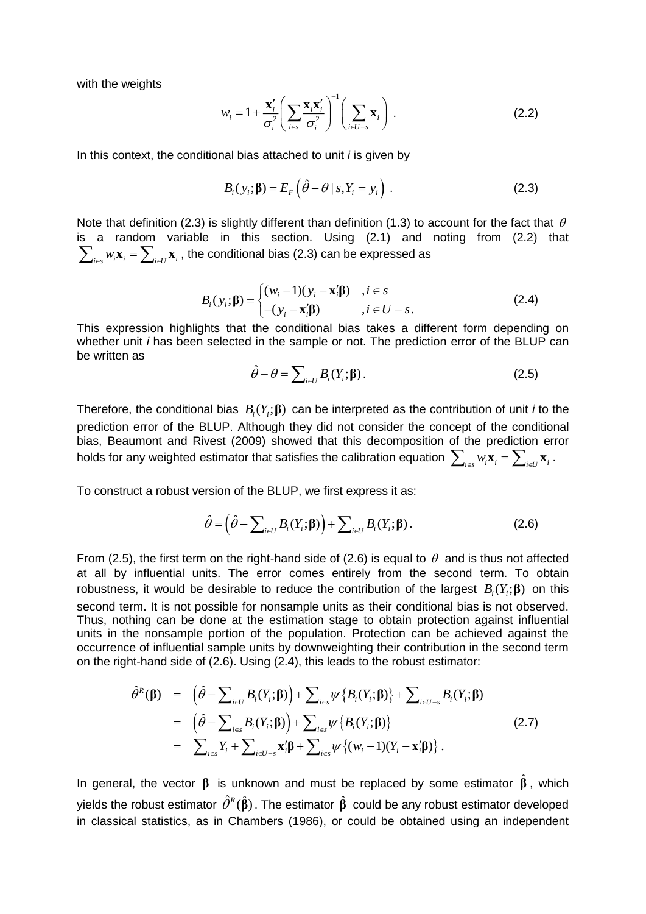with the weights

$$w_i = 1 + \frac{\mathbf{x}_i'}{\sigma_i^2}\left(\sum_{i \in s}\frac{\mathbf{x}_i\mathbf{x}_i'}{\sigma_i^2}\right)^{-1}\left(\sum_{i \in U-s}\mathbf{x}_i\right) . \tag{2.2}$$

In this context, the conditional bias attached to unit *i* is given by

$$B_i(y_i;\boldsymbol{\beta}) = E_F\left(\hat{\theta} - \theta \mid s, Y_i = y_i\right) . \tag{2.3}$$

Note that definition (2.3) is slightly different than definition (1.3) to account for the fact that $\theta$ is a random variable in this section. Using (2.1) and noting from (2.2) that $\sum_{i \in s} w_i \mathbf{x}_i = \sum_{i \in U} \mathbf{x}_i$, the conditional bias (2.3) can be expressed as

$$B_i(y_i;\boldsymbol{\beta}) = \begin{cases} (w_i - 1)(y_i - \mathbf{x}_i'\boldsymbol{\beta}) & , i \in s \\ -(y_i - \mathbf{x}_i'\boldsymbol{\beta}) & , i \in U - s. \end{cases} \tag{2.4}$$

This expression highlights that the conditional bias takes a different form depending on whether unit *i* has been selected in the sample or not. The prediction error of the BLUP can be written as

$$\hat{\theta} - \theta = \sum_{i \in U} B_i(Y_i;\boldsymbol{\beta}) . \tag{2.5}$$

Therefore, the conditional bias $B_i(Y_i;\boldsymbol{\beta})$ can be interpreted as the contribution of unit *i* to the prediction error of the BLUP. Although they did not consider the concept of the conditional bias, Beaumont and Rivest (2009) showed that this decomposition of the prediction error holds for any weighted estimator that satisfies the calibration equation $\sum_{i \in s} w_i \mathbf{x}_i = \sum_{i \in U} \mathbf{x}_i$.

To construct a robust version of the BLUP, we first express it as:

$$\hat{\theta} = \left(\hat{\theta} - \sum_{i \in U} B_i(Y_i;\boldsymbol{\beta})\right) + \sum_{i \in U} B_i(Y_i;\boldsymbol{\beta}) . \tag{2.6}$$

From (2.5), the first term on the right-hand side of (2.6) is equal to $\theta$ and is thus not affected at all by influential units. The error comes entirely from the second term. To obtain robustness, it would be desirable to reduce the contribution of the largest $B_i(Y_i;\boldsymbol{\beta})$ on this second term. It is not possible for nonsample units as their conditional bias is not observed. Thus, nothing can be done at the estimation stage to obtain protection against influential units in the nonsample portion of the population. Protection can be achieved against the occurrence of influential sample units by downweighting their contribution in the second term on the right-hand side of (2.6). Using (2.4), this leads to the robust estimator:

$$\begin{aligned} \hat{\theta}^R(\boldsymbol{\beta}) &= \left(\hat{\theta} - \sum_{i \in U} B_i(Y_i;\boldsymbol{\beta})\right) + \sum_{i \in s} \psi\left\{B_i(Y_i;\boldsymbol{\beta})\right\} + \sum_{i \in U-s} B_i(Y_i;\boldsymbol{\beta}) \\ &= \left(\hat{\theta} - \sum_{i \in s} B_i(Y_i;\boldsymbol{\beta})\right) + \sum_{i \in s} \psi\left\{B_i(Y_i;\boldsymbol{\beta})\right\} \\ &= \sum_{i \in s} Y_i + \sum_{i \in U-s} \mathbf{x}_i'\boldsymbol{\beta} + \sum_{i \in s} \psi\left\{(w_i - 1)(Y_i - \mathbf{x}_i'\boldsymbol{\beta})\right\} . \end{aligned} \tag{2.7}$$

In general, the vector $\boldsymbol{\beta}$ is unknown and must be replaced by some estimator $\hat{\boldsymbol{\beta}}$, which yields the robust estimator $\hat{\theta}^R(\hat{\boldsymbol{\beta}})$. The estimator $\hat{\boldsymbol{\beta}}$ could be any robust estimator developed in classical statistics, as in Chambers (1986), or could be obtained using an independent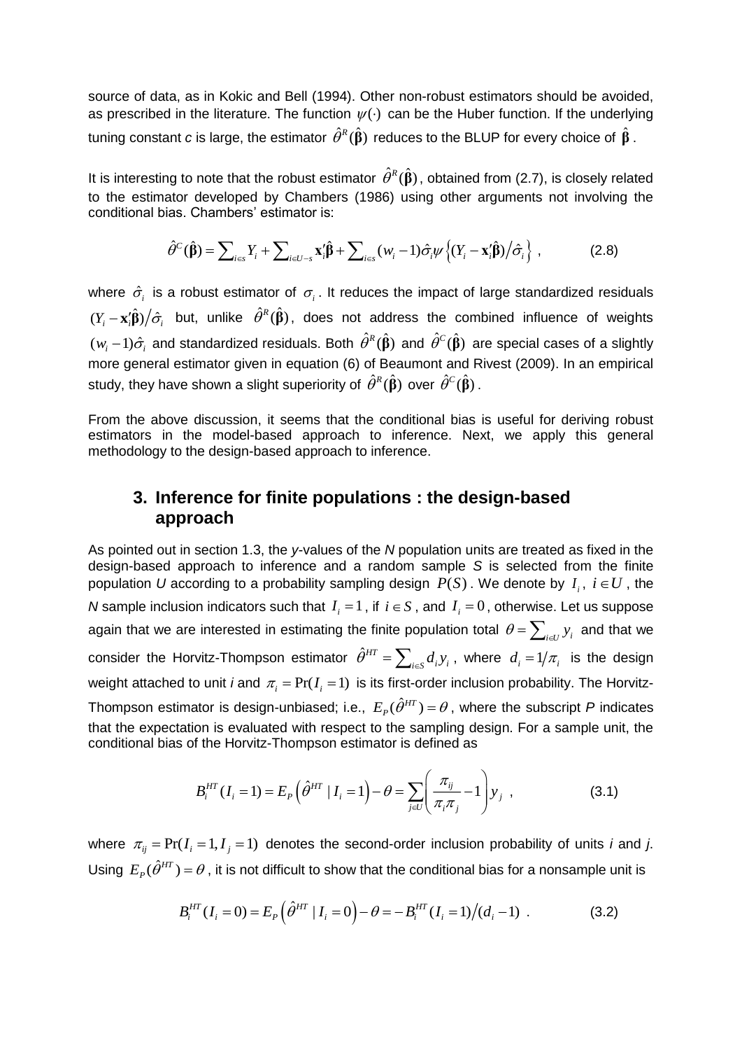source of data, as in Kokic and Bell (1994). Other non-robust estimators should be avoided, as prescribed in the literature. The function $\psi(\cdot)$ can be the Huber function. If the underlying tuning constant *c* is large, the estimator $\hat{\theta}^R(\hat{\boldsymbol{\beta}})$ reduces to the BLUP for every choice of $\hat{\boldsymbol{\beta}}$.

It is interesting to note that the robust estimator $\hat{\theta}^R(\hat{\boldsymbol{\beta}})$, obtained from (2.7), is closely related to the estimator developed by Chambers (1986) using other arguments not involving the conditional bias. Chambers' estimator is:

$$\hat{\theta}^C(\hat{\boldsymbol{\beta}}) = \sum_{i \in s} Y_i + \sum_{i \in U-s} \mathbf{x}_i'\hat{\boldsymbol{\beta}} + \sum_{i \in s} (w_i - 1)\hat{\sigma}_i \psi\left\{(Y_i - \mathbf{x}_i'\hat{\boldsymbol{\beta}})/\hat{\sigma}_i\right\}, \tag{2.8}$$

where $\hat{\sigma}_i$ is a robust estimator of $\sigma_i$. It reduces the impact of large standardized residuals $(Y_i - \mathbf{x}_i'\hat{\boldsymbol{\beta}})/\hat{\sigma}_i$ but, unlike $\hat{\theta}^R(\hat{\boldsymbol{\beta}})$, does not address the combined influence of weights $(w_i - 1)\hat{\sigma}_i$ and standardized residuals. Both $\hat{\theta}^R(\hat{\boldsymbol{\beta}})$ and $\hat{\theta}^C(\hat{\boldsymbol{\beta}})$ are special cases of a slightly more general estimator given in equation (6) of Beaumont and Rivest (2009). In an empirical study, they have shown a slight superiority of $\hat{\theta}^R(\hat{\boldsymbol{\beta}})$ over $\hat{\theta}^C(\hat{\boldsymbol{\beta}})$.

From the above discussion, it seems that the conditional bias is useful for deriving robust estimators in the model-based approach to inference. Next, we apply this general methodology to the design-based approach to inference.

## 3. Inference for finite populations : the design-based approach

As pointed out in section 1.3, the *y*-values of the *N* population units are treated as fixed in the design-based approach to inference and a random sample *S* is selected from the finite population *U* according to a probability sampling design $P(S)$. We denote by $I_i$, $i \in U$, the *N* sample inclusion indicators such that $I_i = 1$, if $i \in S$, and $I_i = 0$, otherwise. Let us suppose again that we are interested in estimating the finite population total $\theta = \sum_{i \in U} y_i$ and that we consider the Horvitz-Thompson estimator $\hat{\theta}^{HT} = \sum_{i \in S} d_i y_i$, where $d_i = 1/\pi_i$ is the design weight attached to unit *i* and $\pi_i = \Pr(I_i = 1)$ is its first-order inclusion probability. The Horvitz-Thompson estimator is design-unbiased; i.e., $E_P(\hat{\theta}^{HT}) = \theta$, where the subscript *P* indicates that the expectation is evaluated with respect to the sampling design. For a sample unit, the conditional bias of the Horvitz-Thompson estimator is defined as

$$B_i^{HT}(I_i = 1) = E_P\left(\hat{\theta}^{HT} \mid I_i = 1\right) - \theta = \sum_{j \in U}\left(\frac{\pi_{ij}}{\pi_i \pi_j} - 1\right) y_j , \tag{3.1}$$

where $\pi_{ij} = \Pr(I_i = 1, I_j = 1)$ denotes the second-order inclusion probability of units *i* and *j*. Using $E_P(\hat{\theta}^{HT}) = \theta$, it is not difficult to show that the conditional bias for a nonsample unit is

$$B_i^{HT}(I_i = 0) = E_P\left(\hat{\theta}^{HT} \mid I_i = 0\right) - \theta = -B_i^{HT}(I_i = 1)/(d_i - 1) . \tag{3.2}$$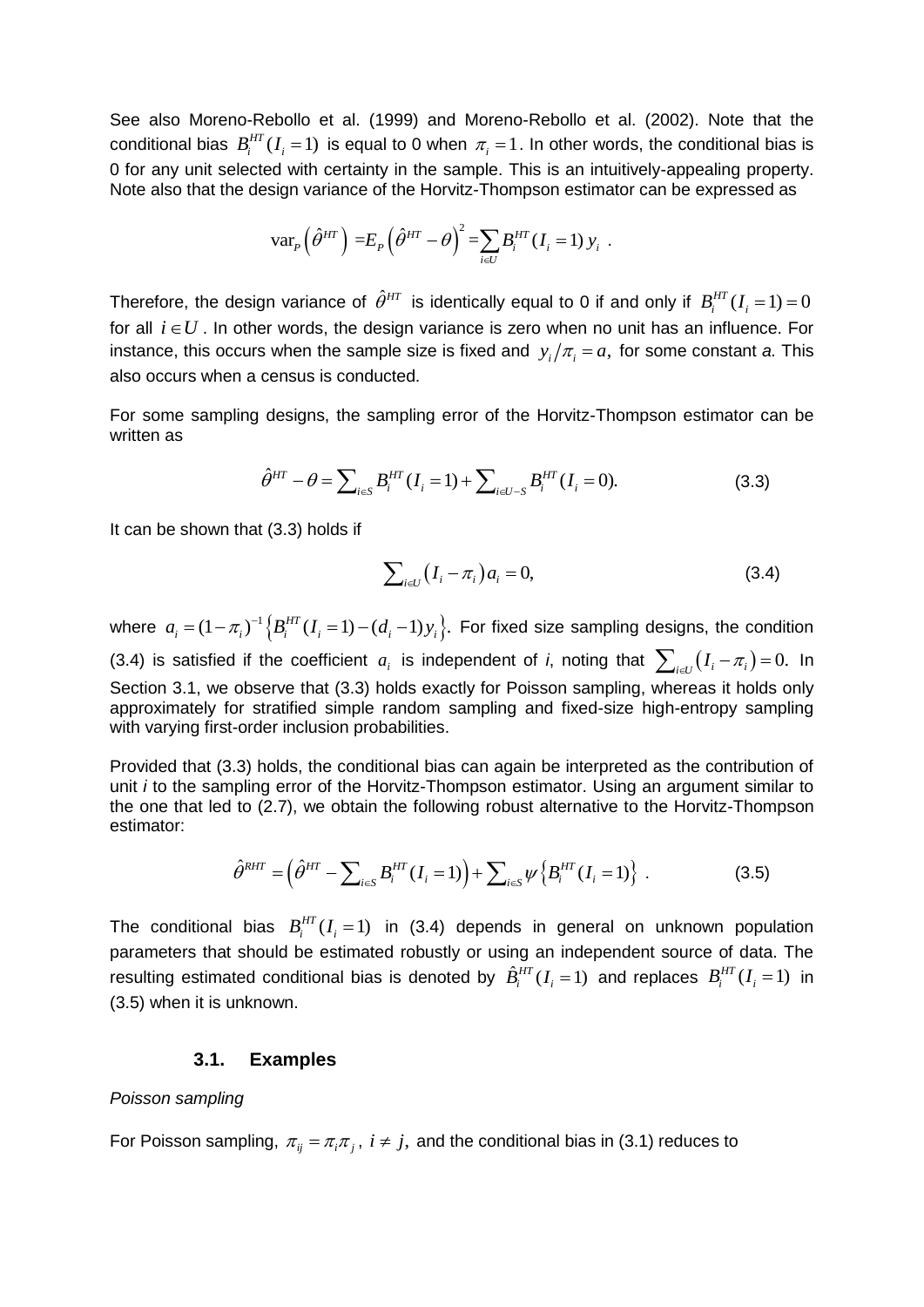See also Moreno-Rebollo et al. (1999) and Moreno-Rebollo et al. (2002). Note that the conditional bias $B_i^{HT}(I_i = 1)$ is equal to 0 when $\pi_i = 1$. In other words, the conditional bias is 0 for any unit selected with certainty in the sample. This is an intuitively-appealing property. Note also that the design variance of the Horvitz-Thompson estimator can be expressed as

$$\operatorname{var}_P\left(\hat{\theta}^{HT}\right) = E_P\left(\hat{\theta}^{HT} - \theta\right)^2 = \sum_{i \in U} B_i^{HT}(I_i = 1)\, y_i \ .$$

Therefore, the design variance of $\hat{\theta}^{HT}$ is identically equal to 0 if and only if $B_i^{HT}(I_i = 1) = 0$ for all $i \in U$. In other words, the design variance is zero when no unit has an influence. For instance, this occurs when the sample size is fixed and $y_i / \pi_i = a,$ for some constant *a.* This also occurs when a census is conducted.

For some sampling designs, the sampling error of the Horvitz-Thompson estimator can be written as

$$\hat{\theta}^{HT} - \theta = \sum\nolimits_{i \in S} B_i^{HT}(I_i = 1) + \sum\nolimits_{i \in U-S} B_i^{HT}(I_i = 0). \tag{3.3}$$

It can be shown that (3.3) holds if

$$\sum\nolimits_{i \in U} \left(I_i - \pi_i\right) a_i = 0, \tag{3.4}$$

where $a_i = (1-\pi_i)^{-1}\left\{B_i^{HT}(I_i = 1) - (d_i - 1) y_i\right\}.$ For fixed size sampling designs, the condition (3.4) is satisfied if the coefficient $a_i$ is independent of *i*, noting that $\sum_{i \in U}\left(I_i - \pi_i\right) = 0.$ In Section 3.1, we observe that (3.3) holds exactly for Poisson sampling, whereas it holds only approximately for stratified simple random sampling and fixed-size high-entropy sampling with varying first-order inclusion probabilities.

Provided that (3.3) holds, the conditional bias can again be interpreted as the contribution of unit *i* to the sampling error of the Horvitz-Thompson estimator. Using an argument similar to the one that led to (2.7), we obtain the following robust alternative to the Horvitz-Thompson estimator:

$$\hat{\theta}^{RHT} = \left(\hat{\theta}^{HT} - \sum\nolimits_{i \in S} B_i^{HT}(I_i = 1)\right) + \sum\nolimits_{i \in S} \psi\left\{B_i^{HT}(I_i = 1)\right\} \ . \tag{3.5}$$

The conditional bias $B_i^{HT}(I_i = 1)$ in (3.4) depends in general on unknown population parameters that should be estimated robustly or using an independent source of data. The resulting estimated conditional bias is denoted by $\hat{B}_i^{HT}(I_i = 1)$ and replaces $B_i^{HT}(I_i = 1)$ in (3.5) when it is unknown.

### 3.1. Examples

*Poisson sampling*

For Poisson sampling, $\pi_{ij} = \pi_i \pi_j,\ i \neq j,$ and the conditional bias in (3.1) reduces to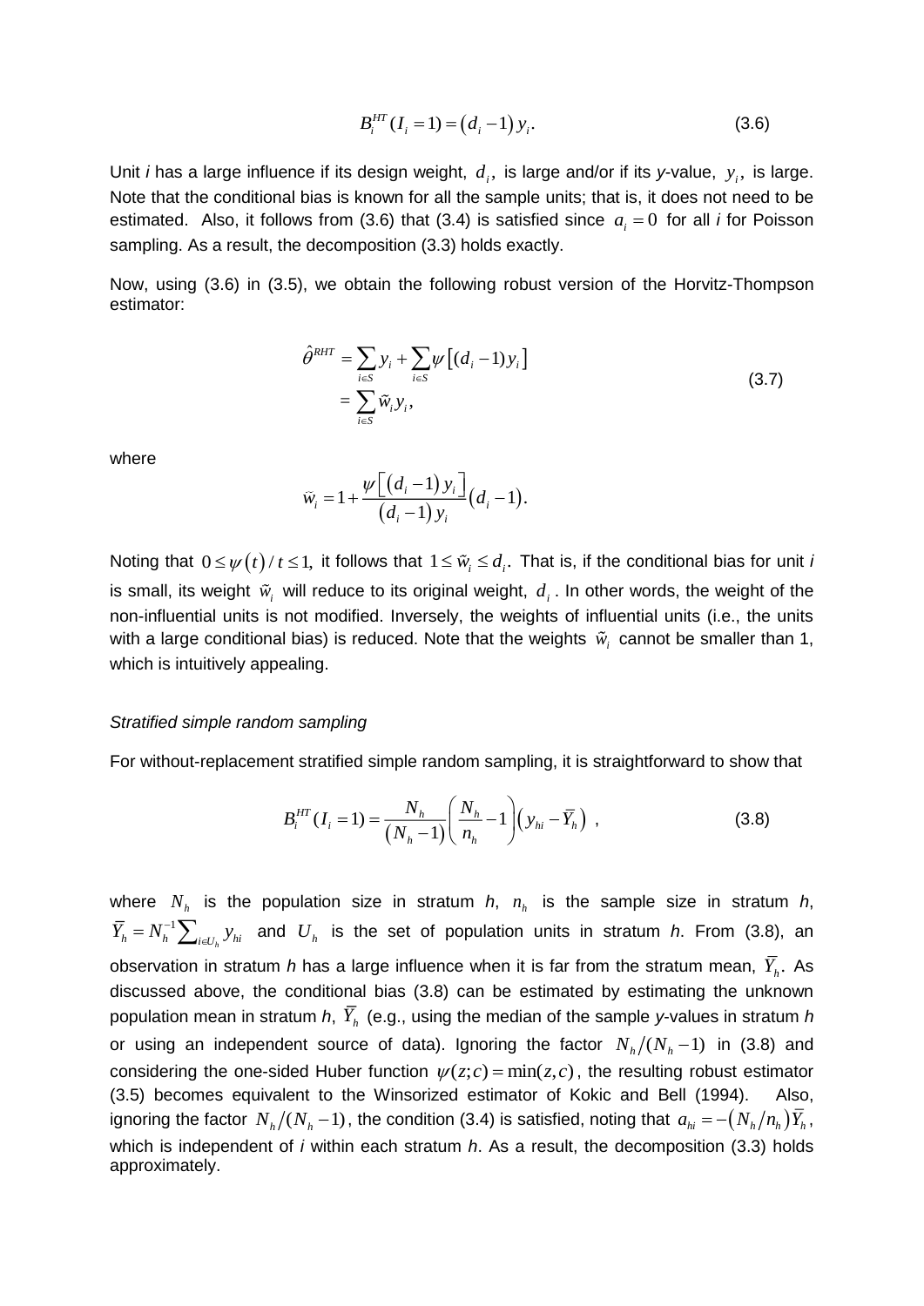$$B_i^{HT}(I_i = 1) = \left(d_i - 1\right) y_i. \tag{3.6}$$

Unit *i* has a large influence if its design weight, $d_i$, is large and/or if its *y*-value, $y_i$, is large. Note that the conditional bias is known for all the sample units; that is, it does not need to be estimated. Also, it follows from (3.6) that (3.4) is satisfied since $a_i = 0$ for all *i* for Poisson sampling. As a result, the decomposition (3.3) holds exactly.

Now, using (3.6) in (3.5), we obtain the following robust version of the Horvitz-Thompson estimator:

$$\begin{aligned}\hat{\theta}^{RHT} &= \sum_{i \in S} y_i + \sum_{i \in S} \psi\left[(d_i - 1) y_i\right] \\ &= \sum_{i \in S} \tilde{w}_i y_i,\end{aligned} \tag{3.7}$$

where

$$\tilde{w}_i = 1 + \frac{\psi\left[\left(d_i - 1\right) y_i\right]}{\left(d_i - 1\right) y_i}\left(d_i - 1\right).$$

Noting that $0 \le \psi\left(t\right)/t \le 1,$ it follows that $1 \le \tilde{w}_i \le d_i.$ That is, if the conditional bias for unit *i* is small, its weight $\tilde{w}_i$ will reduce to its original weight, $d_i$. In other words, the weight of the non-influential units is not modified. Inversely, the weights of influential units (i.e., the units with a large conditional bias) is reduced. Note that the weights $\tilde{w}_i$ cannot be smaller than 1, which is intuitively appealing.

*Stratified simple random sampling*

For without-replacement stratified simple random sampling, it is straightforward to show that

$$B_i^{HT}(I_i = 1) = \frac{N_h}{\left(N_h - 1\right)}\left(\frac{N_h}{n_h} - 1\right)\left(y_{hi} - \bar{Y}_h\right) \ , \tag{3.8}$$

where $N_h$ is the population size in stratum *h*, $n_h$ is the sample size in stratum *h*, $\bar{Y}_h = N_h^{-1}\sum_{i \in U_h} y_{hi}$ and $U_h$ is the set of population units in stratum *h*. From (3.8), an observation in stratum *h* has a large influence when it is far from the stratum mean, $\bar{Y}_h$. As discussed above, the conditional bias (3.8) can be estimated by estimating the unknown population mean in stratum *h*, $\bar{Y}_h$ (e.g., using the median of the sample *y*-values in stratum *h* or using an independent source of data). Ignoring the factor $N_h/(N_h - 1)$ in (3.8) and considering the one-sided Huber function $\psi(z;c) = \min(z,c)$, the resulting robust estimator (3.5) becomes equivalent to the Winsorized estimator of Kokic and Bell (1994). Also, ignoring the factor $N_h/(N_h - 1)$, the condition (3.4) is satisfied, noting that $a_{hi} = -\left(N_h/n_h\right)\bar{Y}_h$, which is independent of *i* within each stratum *h*. As a result, the decomposition (3.3) holds approximately.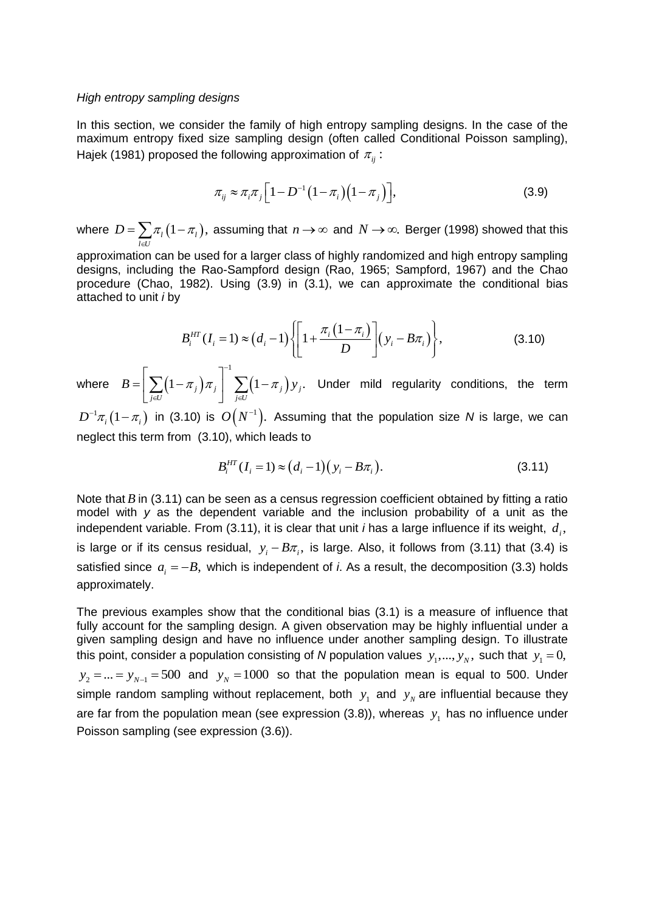*High entropy sampling designs*

In this section, we consider the family of high entropy sampling designs. In the case of the maximum entropy fixed size sampling design (often called Conditional Poisson sampling), Hajek (1981) proposed the following approximation of $\pi_{ij}$ :

$$\pi_{ij} \approx \pi_i \pi_j \left[1 - D^{-1}\left(1-\pi_i\right)\left(1-\pi_j\right)\right], \tag{3.9}$$

where $D = \sum_{l \in U} \pi_l \left(1-\pi_l\right)$, assuming that $n \to \infty$ and $N \to \infty$. Berger (1998) showed that this approximation can be used for a larger class of highly randomized and high entropy sampling designs, including the Rao-Sampford design (Rao, 1965; Sampford, 1967) and the Chao procedure (Chao, 1982). Using (3.9) in (3.1), we can approximate the conditional bias attached to unit *i* by

$$B_i^{HT}(I_i = 1) \approx \left(d_i - 1\right)\left\{\left[1 + \frac{\pi_i\left(1-\pi_i\right)}{D}\right]\left(y_i - B\pi_i\right)\right\}, \tag{3.10}$$

where $B = \left[\sum_{j \in U}\left(1-\pi_j\right)\pi_j\right]^{-1} \sum_{j \in U}\left(1-\pi_j\right) y_j$. Under mild regularity conditions, the term $D^{-1}\pi_i\left(1-\pi_i\right)$ in (3.10) is $O\left(N^{-1}\right)$. Assuming that the population size *N* is large, we can neglect this term from (3.10), which leads to

$$B_i^{HT}(I_i = 1) \approx \left(d_i - 1\right)\left(y_i - B\pi_i\right). \tag{3.11}$$

Note that $B$ in (3.11) can be seen as a census regression coefficient obtained by fitting a ratio model with *y* as the dependent variable and the inclusion probability of a unit as the independent variable. From (3.11), it is clear that unit *i* has a large influence if its weight, $d_i$, is large or if its census residual, $y_i - B\pi_i$, is large. Also, it follows from (3.11) that (3.4) is satisfied since $a_i = -B$, which is independent of *i*. As a result, the decomposition (3.3) holds approximately.

The previous examples show that the conditional bias (3.1) is a measure of influence that fully account for the sampling design. A given observation may be highly influential under a given sampling design and have no influence under another sampling design. To illustrate this point, consider a population consisting of *N* population values $y_1, ..., y_N$, such that $y_1 = 0$, $y_2 = ... = y_{N-1} = 500$ and $y_N = 1000$ so that the population mean is equal to 500. Under simple random sampling without replacement, both $y_1$ and $y_N$ are influential because they are far from the population mean (see expression (3.8)), whereas $y_1$ has no influence under Poisson sampling (see expression (3.6)).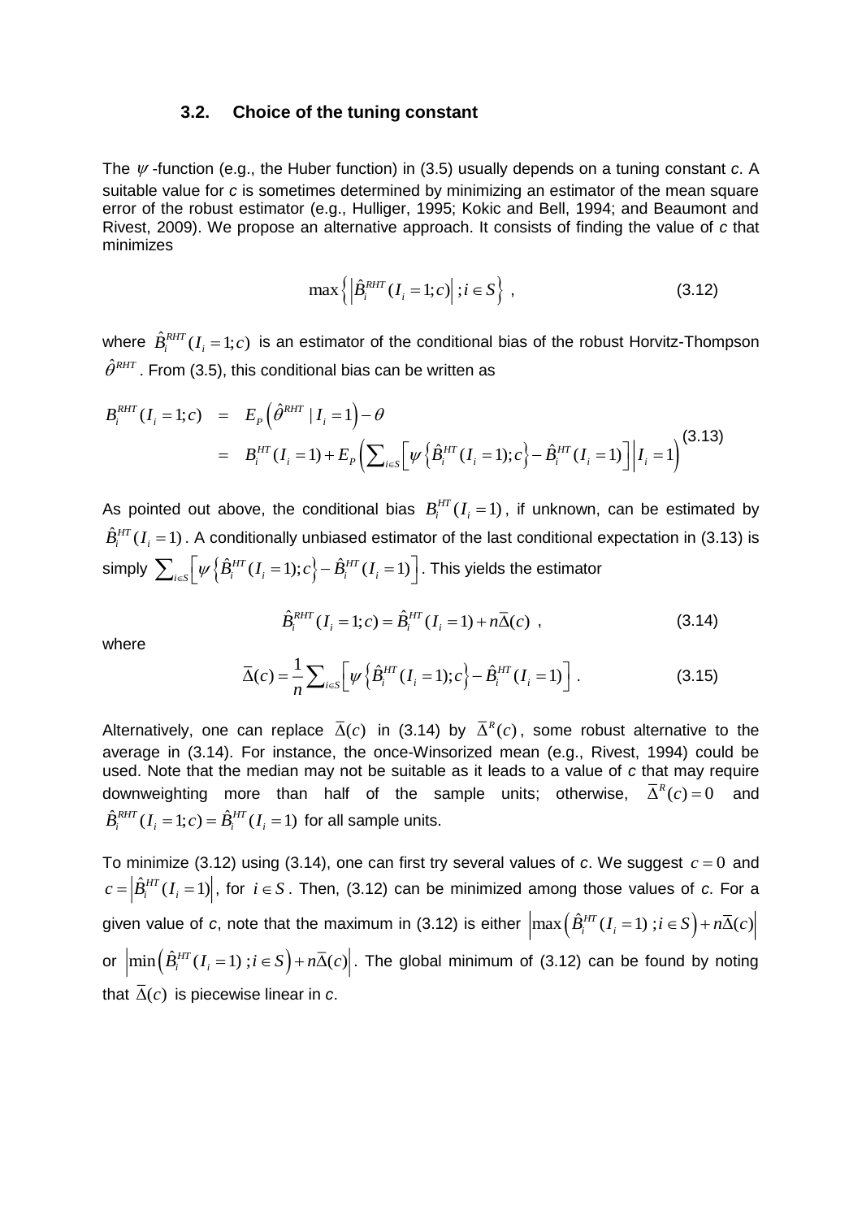### 3.2. Choice of the tuning constant

The $\psi$-function (e.g., the Huber function) in (3.5) usually depends on a tuning constant *c*. A suitable value for *c* is sometimes determined by minimizing an estimator of the mean square error of the robust estimator (e.g., Hulliger, 1995; Kokic and Bell, 1994; and Beaumont and Rivest, 2009). We propose an alternative approach. It consists of finding the value of *c* that minimizes

$$\max\left\{ \left| \hat{B}_i^{RHT}(I_i = 1; c) \right| ; i \in S \right\} , \tag{3.12}$$

where $\hat{B}_i^{RHT}(I_i = 1; c)$ is an estimator of the conditional bias of the robust Horvitz-Thompson $\hat{\theta}^{RHT}$. From (3.5), this conditional bias can be written as

$$\begin{aligned} B_i^{RHT}(I_i = 1; c) &= E_P\left( \hat{\theta}^{RHT} \mid I_i = 1 \right) - \theta \\ &= B_i^{HT}(I_i = 1) + E_P\left( \sum_{i \in S} \left[ \psi\left\{ \hat{B}_i^{HT}(I_i = 1); c \right\} - \hat{B}_i^{HT}(I_i = 1) \right] \middle| I_i = 1 \right) \end{aligned} \tag{3.13}$$

As pointed out above, the conditional bias $B_i^{HT}(I_i = 1)$, if unknown, can be estimated by $\hat{B}_i^{HT}(I_i = 1)$. A conditionally unbiased estimator of the last conditional expectation in (3.13) is simply $\sum_{i \in S} \left[ \psi\left\{ \hat{B}_i^{HT}(I_i = 1); c \right\} - \hat{B}_i^{HT}(I_i = 1) \right]$. This yields the estimator

$$\hat{B}_i^{RHT}(I_i = 1; c) = \hat{B}_i^{HT}(I_i = 1) + n\bar{\Delta}(c) , \tag{3.14}$$

where

$$\bar{\Delta}(c) = \frac{1}{n} \sum_{i \in S} \left[ \psi\left\{ \hat{B}_i^{HT}(I_i = 1); c \right\} - \hat{B}_i^{HT}(I_i = 1) \right] . \tag{3.15}$$

Alternatively, one can replace $\bar{\Delta}(c)$ in (3.14) by $\bar{\Delta}^R(c)$, some robust alternative to the average in (3.14). For instance, the once-Winsorized mean (e.g., Rivest, 1994) could be used. Note that the median may not be suitable as it leads to a value of *c* that may require downweighting more than half of the sample units; otherwise, $\bar{\Delta}^R(c) = 0$ and $\hat{B}_i^{RHT}(I_i = 1; c) = \hat{B}_i^{HT}(I_i = 1)$ for all sample units.

To minimize (3.12) using (3.14), one can first try several values of *c*. We suggest $c = 0$ and $c = \left| \hat{B}_i^{HT}(I_i = 1) \right|$, for $i \in S$. Then, (3.12) can be minimized among those values of *c*. For a given value of *c*, note that the maximum in (3.12) is either $\left| \max\left( \hat{B}_i^{HT}(I_i = 1) ; i \in S \right) + n\bar{\Delta}(c) \right|$ or $\left| \min\left( \hat{B}_i^{HT}(I_i = 1) ; i \in S \right) + n\bar{\Delta}(c) \right|$. The global minimum of (3.12) can be found by noting that $\bar{\Delta}(c)$ is piecewise linear in *c*.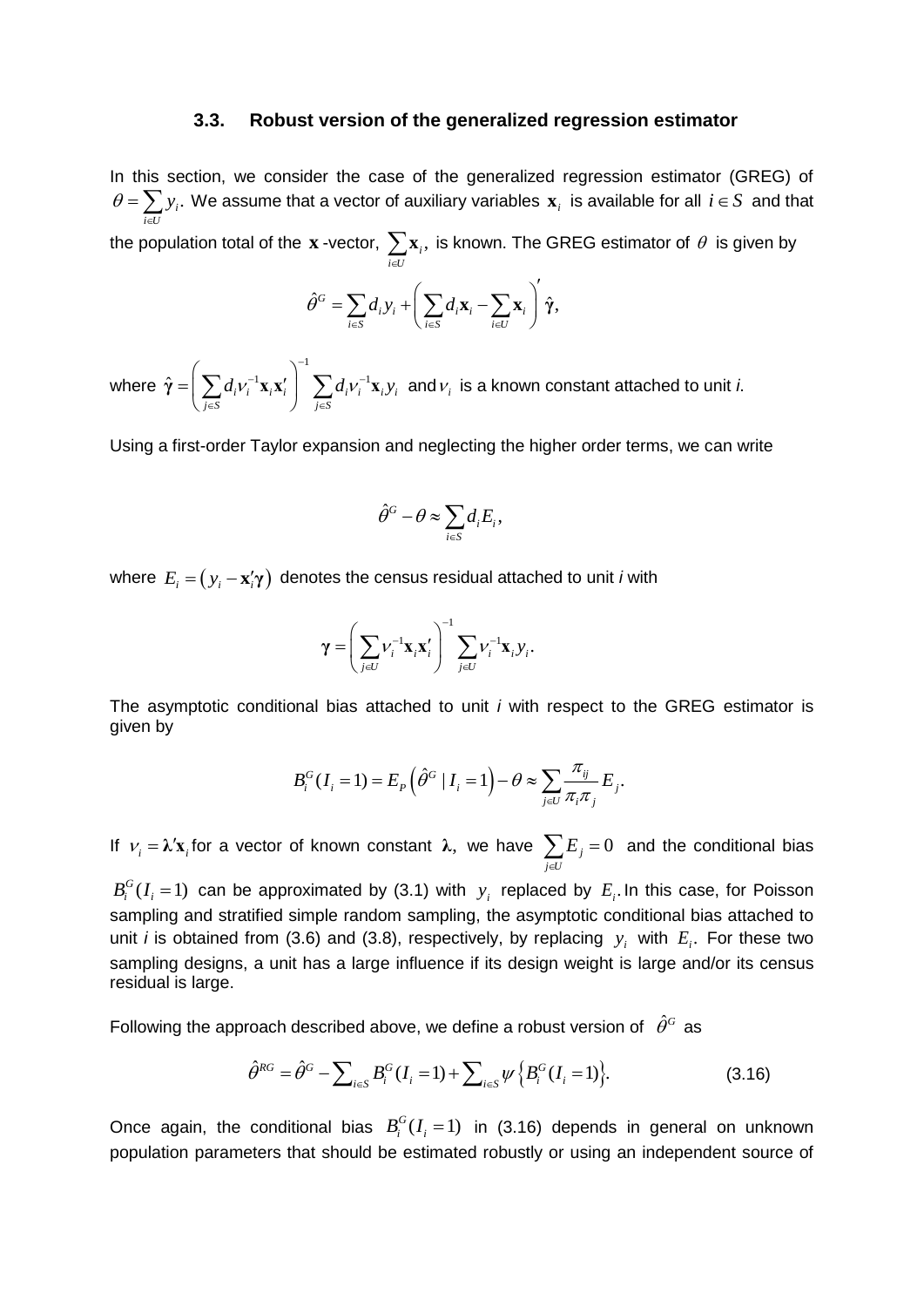### 3.3. Robust version of the generalized regression estimator

In this section, we consider the case of the generalized regression estimator (GREG) of $\theta = \sum_{i \in U} y_i$. We assume that a vector of auxiliary variables $\mathbf{x}_i$ is available for all $i \in S$ and that the population total of the $\mathbf{x}$-vector, $\sum_{i \in U} \mathbf{x}_i$, is known. The GREG estimator of $\theta$ is given by

$$\hat{\theta}^G = \sum_{i \in S} d_i y_i + \left( \sum_{i \in S} d_i \mathbf{x}_i - \sum_{i \in U} \mathbf{x}_i \right)' \hat{\boldsymbol{\gamma}},$$

where $\hat{\boldsymbol{\gamma}} = \left( \sum_{j \in S} d_i \nu_i^{-1} \mathbf{x}_i \mathbf{x}_i' \right)^{-1} \sum_{j \in S} d_i \nu_i^{-1} \mathbf{x}_i y_i$ and $\nu_i$ is a known constant attached to unit *i*.

Using a first-order Taylor expansion and neglecting the higher order terms, we can write

$$\hat{\theta}^G - \theta \approx \sum_{i \in S} d_i E_i,$$

where $E_i = \left( y_i - \mathbf{x}_i' \boldsymbol{\gamma} \right)$ denotes the census residual attached to unit *i* with

$$\boldsymbol{\gamma} = \left( \sum_{j \in U} \nu_i^{-1} \mathbf{x}_i \mathbf{x}_i' \right)^{-1} \sum_{j \in U} \nu_i^{-1} \mathbf{x}_i y_i.$$

The asymptotic conditional bias attached to unit *i* with respect to the GREG estimator is given by

$$B_i^G(I_i = 1) = E_P\left( \hat{\theta}^G \mid I_i = 1 \right) - \theta \approx \sum_{j \in U} \frac{\pi_{ij}}{\pi_i \pi_j} E_j.$$

If $\nu_i = \boldsymbol{\lambda}' \mathbf{x}_i$ for a vector of known constant $\boldsymbol{\lambda}$, we have $\sum_{j \in U} E_j = 0$ and the conditional bias $B_i^G(I_i = 1)$ can be approximated by (3.1) with $y_i$ replaced by $E_i$. In this case, for Poisson sampling and stratified simple random sampling, the asymptotic conditional bias attached to unit *i* is obtained from (3.6) and (3.8), respectively, by replacing $y_i$ with $E_i$. For these two sampling designs, a unit has a large influence if its design weight is large and/or its census residual is large.

Following the approach described above, we define a robust version of $\hat{\theta}^G$ as

$$\hat{\theta}^{RG} = \hat{\theta}^G - \sum\nolimits_{i \in S} B_i^G(I_i = 1) + \sum\nolimits_{i \in S} \psi\left\{ B_i^G(I_i = 1) \right\}. \tag{3.16}$$

Once again, the conditional bias $B_i^G(I_i = 1)$ in (3.16) depends in general on unknown population parameters that should be estimated robustly or using an independent source of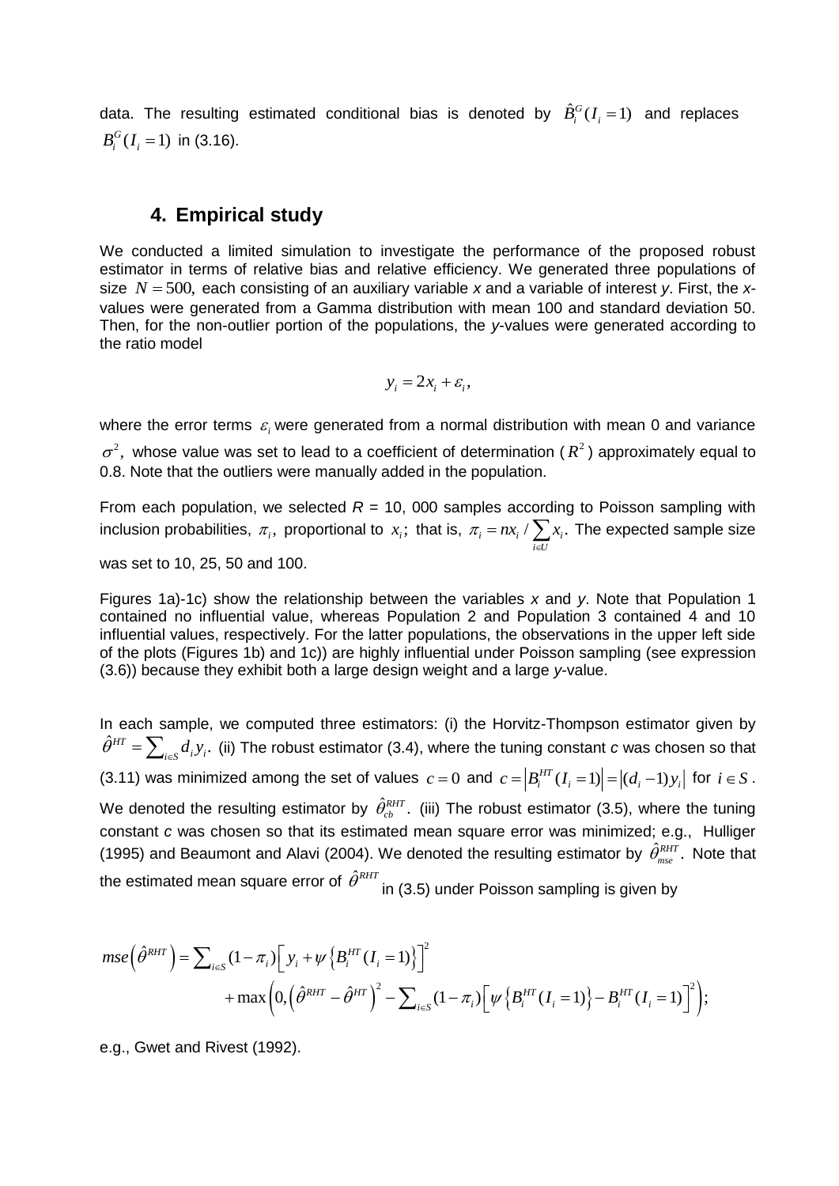data. The resulting estimated conditional bias is denoted by $\hat{B}_i^G(I_i = 1)$ and replaces $B_i^G(I_i = 1)$ in (3.16).

## 4. Empirical study

We conducted a limited simulation to investigate the performance of the proposed robust estimator in terms of relative bias and relative efficiency. We generated three populations of size $N = 500$, each consisting of an auxiliary variable *x* and a variable of interest *y*. First, the *x*-values were generated from a Gamma distribution with mean 100 and standard deviation 50. Then, for the non-outlier portion of the populations, the *y*-values were generated according to the ratio model

$$y_i = 2x_i + \varepsilon_i,$$

where the error terms $\varepsilon_i$ were generated from a normal distribution with mean 0 and variance $\sigma^2$, whose value was set to lead to a coefficient of determination ($R^2$) approximately equal to 0.8. Note that the outliers were manually added in the population.

From each population, we selected *R* = 10, 000 samples according to Poisson sampling with inclusion probabilities, $\pi_i$, proportional to $x_i$; that is, $\pi_i = nx_i / \sum_{i \in U} x_i$. The expected sample size was set to 10, 25, 50 and 100.

Figures 1a)-1c) show the relationship between the variables *x* and *y*. Note that Population 1 contained no influential value, whereas Population 2 and Population 3 contained 4 and 10 influential values, respectively. For the latter populations, the observations in the upper left side of the plots (Figures 1b) and 1c)) are highly influential under Poisson sampling (see expression (3.6)) because they exhibit both a large design weight and a large *y*-value.

In each sample, we computed three estimators: (i) the Horvitz-Thompson estimator given by $\hat{\theta}^{HT} = \sum_{i \in S} d_i y_i$. (ii) The robust estimator (3.4), where the tuning constant *c* was chosen so that (3.11) was minimized among the set of values $c = 0$ and $c = \left|B_i^{HT}(I_i = 1)\right| = \left|(d_i - 1)y_i\right|$ for $i \in S$. We denoted the resulting estimator by $\hat{\theta}_{cb}^{RHT}$. (iii) The robust estimator (3.5), where the tuning constant *c* was chosen so that its estimated mean square error was minimized; e.g., Hulliger (1995) and Beaumont and Alavi (2004). We denoted the resulting estimator by $\hat{\theta}_{mse}^{RHT}$. Note that the estimated mean square error of $\hat{\theta}^{RHT}$ in (3.5) under Poisson sampling is given by

$$mse\left(\hat{\theta}^{RHT}\right) = \sum_{i \in S}(1-\pi_i)\left[y_i + \psi\left\{B_i^{HT}(I_i = 1)\right\}\right]^2 + \max\left(0, \left(\hat{\theta}^{RHT} - \hat{\theta}^{HT}\right)^2 - \sum_{i \in S}(1-\pi_i)\left[\psi\left\{B_i^{HT}(I_i = 1)\right\} - B_i^{HT}(I_i = 1)\right]^2\right);$$

e.g., Gwet and Rivest (1992).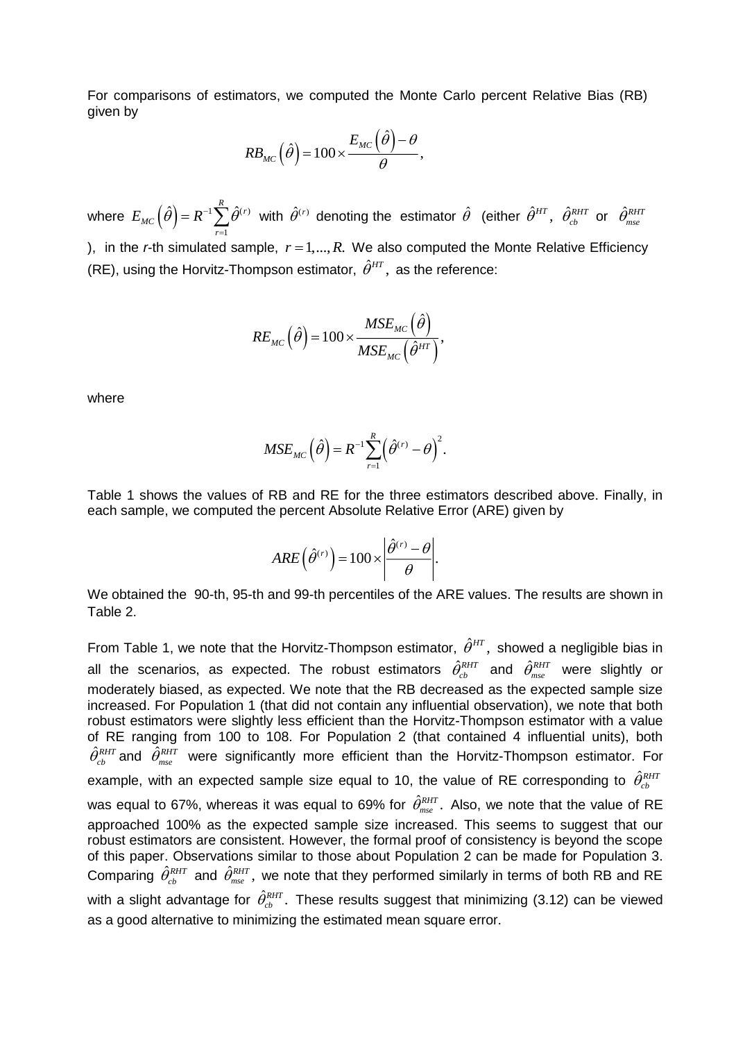For comparisons of estimators, we computed the Monte Carlo percent Relative Bias (RB) given by

$$RB_{MC}\left(\hat{\theta}\right) = 100 \times \frac{E_{MC}\left(\hat{\theta}\right) - \theta}{\theta},$$

where $E_{MC}\left(\hat{\theta}\right) = R^{-1}\sum_{r=1}^{R}\hat{\theta}^{(r)}$ with $\hat{\theta}^{(r)}$ denoting the estimator $\hat{\theta}$ (either $\hat{\theta}^{HT}$, $\hat{\theta}_{cb}^{RHT}$ or $\hat{\theta}_{mse}^{RHT}$ ), in the *r*-th simulated sample, $r = 1,...,R.$ We also computed the Monte Relative Efficiency (RE), using the Horvitz-Thompson estimator, $\hat{\theta}^{HT}$, as the reference:

$$RE_{MC}\left(\hat{\theta}\right) = 100 \times \frac{MSE_{MC}\left(\hat{\theta}\right)}{MSE_{MC}\left(\hat{\theta}^{HT}\right)},$$

where

$$MSE_{MC}\left(\hat{\theta}\right) = R^{-1}\sum_{r=1}^{R}\left(\hat{\theta}^{(r)} - \theta\right)^{2}.$$

Table 1 shows the values of RB and RE for the three estimators described above. Finally, in each sample, we computed the percent Absolute Relative Error (ARE) given by

$$ARE\left(\hat{\theta}^{(r)}\right) = 100 \times \left|\frac{\hat{\theta}^{(r)} - \theta}{\theta}\right|.$$

We obtained the 90-th, 95-th and 99-th percentiles of the ARE values. The results are shown in Table 2.

From Table 1, we note that the Horvitz-Thompson estimator, $\hat{\theta}^{HT}$, showed a negligible bias in all the scenarios, as expected. The robust estimators $\hat{\theta}_{cb}^{RHT}$ and $\hat{\theta}_{mse}^{RHT}$ were slightly or moderately biased, as expected. We note that the RB decreased as the expected sample size increased. For Population 1 (that did not contain any influential observation), we note that both robust estimators were slightly less efficient than the Horvitz-Thompson estimator with a value of RE ranging from 100 to 108. For Population 2 (that contained 4 influential units), both $\hat{\theta}_{cb}^{RHT}$ and $\hat{\theta}_{mse}^{RHT}$ were significantly more efficient than the Horvitz-Thompson estimator. For example, with an expected sample size equal to 10, the value of RE corresponding to $\hat{\theta}_{cb}^{RHT}$ was equal to 67%, whereas it was equal to 69% for $\hat{\theta}_{mse}^{RHT}$. Also, we note that the value of RE approached 100% as the expected sample size increased. This seems to suggest that our robust estimators are consistent. However, the formal proof of consistency is beyond the scope of this paper. Observations similar to those about Population 2 can be made for Population 3. Comparing $\hat{\theta}_{cb}^{RHT}$ and $\hat{\theta}_{mse}^{RHT}$, we note that they performed similarly in terms of both RB and RE with a slight advantage for $\hat{\theta}_{cb}^{RHT}$. These results suggest that minimizing (3.12) can be viewed as a good alternative to minimizing the estimated mean square error.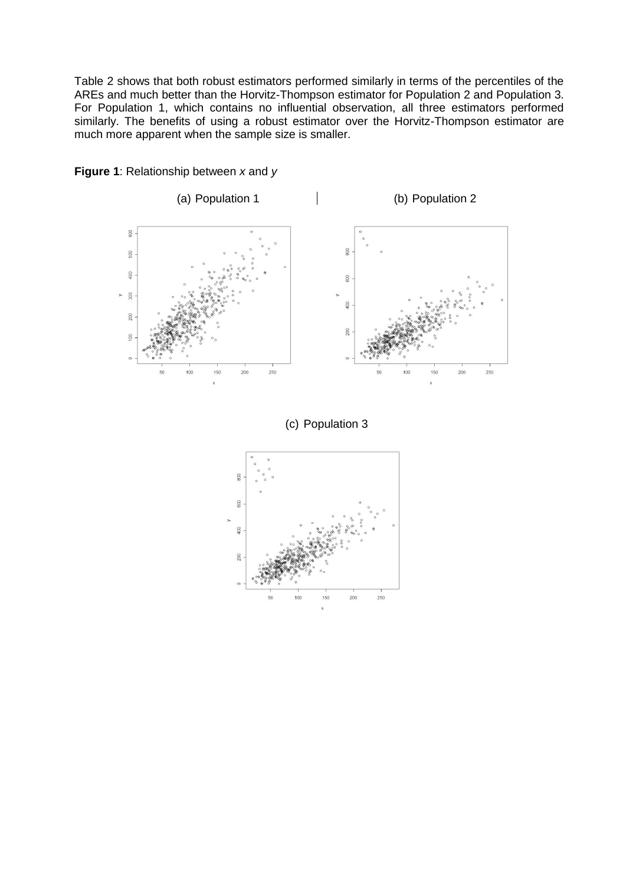Table 2 shows that both robust estimators performed similarly in terms of the percentiles of the AREs and much better than the Horvitz-Thompson estimator for Population 2 and Population 3. For Population 1, which contains no influential observation, all three estimators performed similarly. The benefits of using a robust estimator over the Horvitz-Thompson estimator are much more apparent when the sample size is smaller.

**Figure 1**: Relationship between *x* and *y*

(a) Population 1

(b) Population 2

(c) Population 3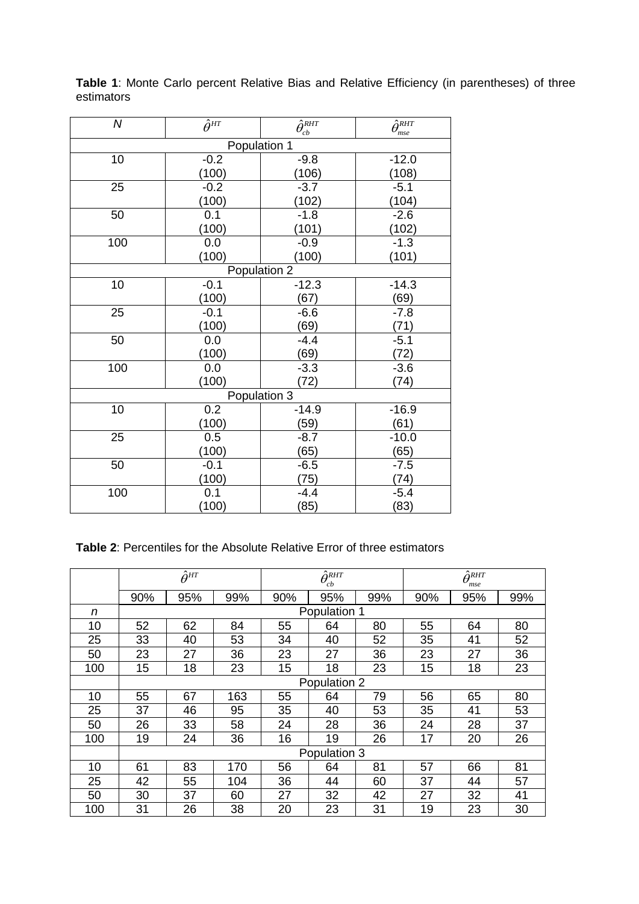**Table 1**: Monte Carlo percent Relative Bias and Relative Efficiency (in parentheses) of three estimators

| $N$ | $\hat{\theta}^{HT}$ | $\hat{\theta}^{RHT}_{cb}$ | $\hat{\theta}^{RHT}_{mse}$ |
|---|---|---|---|
| Population 1 | | | |
| 10 | -0.2 (100) | -9.8 (106) | -12.0 (108) |
| 25 | -0.2 (100) | -3.7 (102) | -5.1 (104) |
| 50 | 0.1 (100) | -1.8 (101) | -2.6 (102) |
| 100 | 0.0 (100) | -0.9 (100) | -1.3 (101) |
| Population 2 | | | |
| 10 | -0.1 (100) | -12.3 (67) | -14.3 (69) |
| 25 | -0.1 (100) | -6.6 (69) | -7.8 (71) |
| 50 | 0.0 (100) | -4.4 (69) | -5.1 (72) |
| 100 | 0.0 (100) | -3.3 (72) | -3.6 (74) |
| Population 3 | | | |
| 10 | 0.2 (100) | -14.9 (59) | -16.9 (61) |
| 25 | 0.5 (100) | -8.7 (65) | -10.0 (65) |
| 50 | -0.1 (100) | -6.5 (75) | -7.5 (74) |
| 100 | 0.1 (100) | -4.4 (85) | -5.4 (83) |

**Table 2**: Percentiles for the Absolute Relative Error of three estimators

| | $\hat{\theta}^{HT}$ | | | $\hat{\theta}^{RHT}_{cb}$ | | | $\hat{\theta}^{RHT}_{mse}$ | | |
|---|---|---|---|---|---|---|---|---|---|
| | 90% | 95% | 99% | 90% | 95% | 99% | 90% | 95% | 99% |
| $n$ | Population 1 | | | | | | | | |
| 10 | 52 | 62 | 84 | 55 | 64 | 80 | 55 | 64 | 80 |
| 25 | 33 | 40 | 53 | 34 | 40 | 52 | 35 | 41 | 52 |
| 50 | 23 | 27 | 36 | 23 | 27 | 36 | 23 | 27 | 36 |
| 100 | 15 | 18 | 23 | 15 | 18 | 23 | 15 | 18 | 23 |
| | Population 2 | | | | | | | | |
| 10 | 55 | 67 | 163 | 55 | 64 | 79 | 56 | 65 | 80 |
| 25 | 37 | 46 | 95 | 35 | 40 | 53 | 35 | 41 | 53 |
| 50 | 26 | 33 | 58 | 24 | 28 | 36 | 24 | 28 | 37 |
| 100 | 19 | 24 | 36 | 16 | 19 | 26 | 17 | 20 | 26 |
| | Population 3 | | | | | | | | |
| 10 | 61 | 83 | 170 | 56 | 64 | 81 | 57 | 66 | 81 |
| 25 | 42 | 55 | 104 | 36 | 44 | 60 | 37 | 44 | 57 |
| 50 | 30 | 37 | 60 | 27 | 32 | 42 | 27 | 32 | 41 |
| 100 | 31 | 26 | 38 | 20 | 23 | 31 | 19 | 23 | 30 |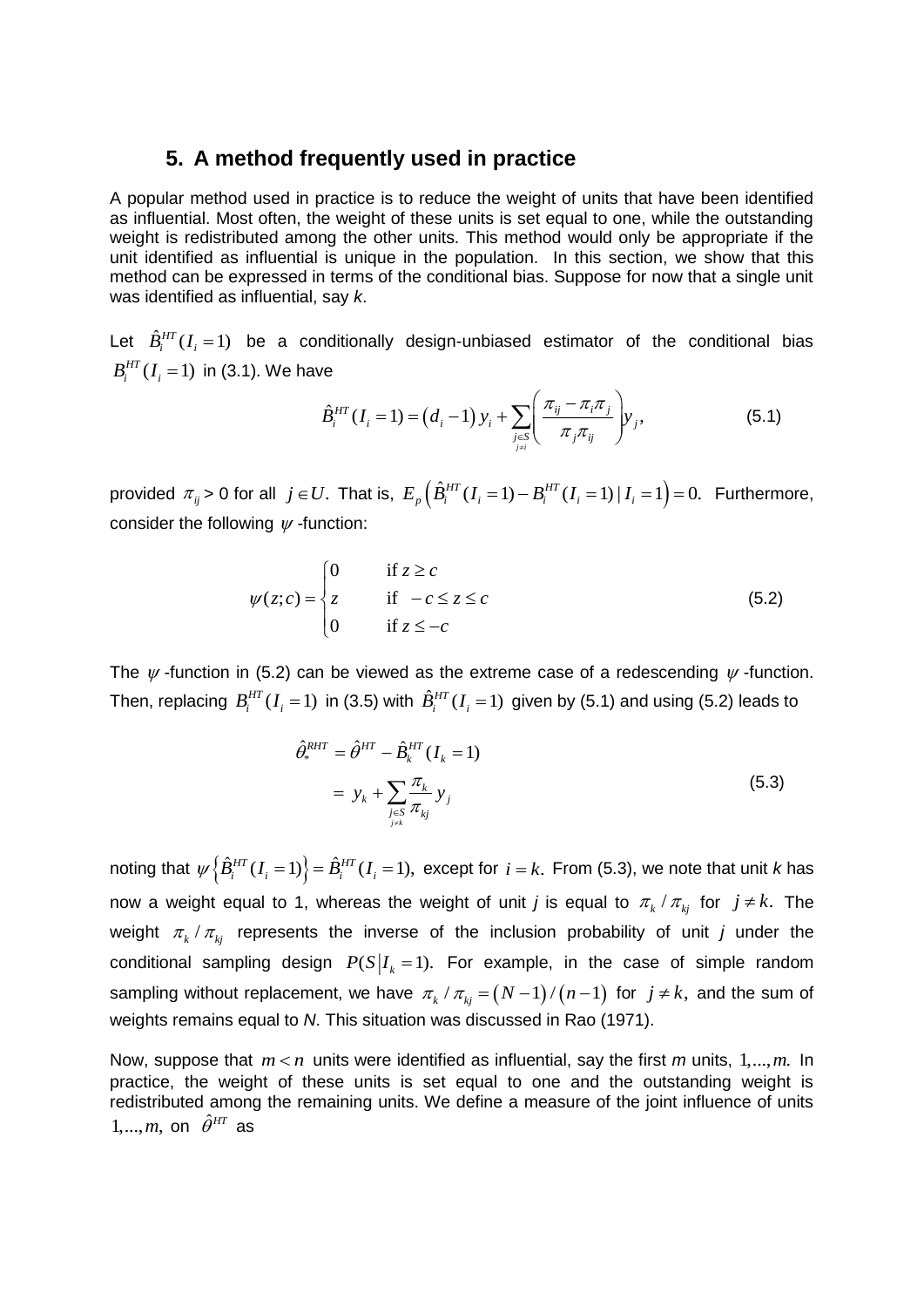## 5. A method frequently used in practice

A popular method used in practice is to reduce the weight of units that have been identified as influential. Most often, the weight of these units is set equal to one, while the outstanding weight is redistributed among the other units. This method would only be appropriate if the unit identified as influential is unique in the population. In this section, we show that this method can be expressed in terms of the conditional bias. Suppose for now that a single unit was identified as influential, say *k*.

Let $\hat{B}_i^{HT}(I_i=1)$ be a conditionally design-unbiased estimator of the conditional bias $B_i^{HT}(I_i=1)$ in (3.1). We have

$$\hat{B}_i^{HT}(I_i=1) = \left(d_i - 1\right) y_i + \sum_{\substack{j\in S \\ j\neq i}} \left( \frac{\pi_{ij} - \pi_i \pi_j}{\pi_j \pi_{ij}} \right) y_j, \tag{5.1}$$

provided $\pi_{ij} > 0$ for all $j \in U$. That is, $E_p\left(\hat{B}_i^{HT}(I_i=1) - B_i^{HT}(I_i=1) \mid I_i = 1\right) = 0.$ Furthermore, consider the following $\psi$-function:

$$\psi(z;c) = \begin{cases} 0 & \text{if } z \geq c \\ z & \text{if } -c \leq z \leq c \\ 0 & \text{if } z \leq -c \end{cases} \tag{5.2}$$

The $\psi$-function in (5.2) can be viewed as the extreme case of a redescending $\psi$-function. Then, replacing $B_i^{HT}(I_i=1)$ in (3.5) with $\hat{B}_i^{HT}(I_i=1)$ given by (5.1) and using (5.2) leads to

$$\begin{aligned} \hat{\theta}_*^{RHT} &= \hat{\theta}^{HT} - \hat{B}_k^{HT}(I_k = 1) \\ &= y_k + \sum_{\substack{j\in S \\ j\neq k}} \frac{\pi_k}{\pi_{kj}} y_j \end{aligned} \tag{5.3}$$

noting that $\psi\left\{\hat{B}_i^{HT}(I_i=1)\right\} = \hat{B}_i^{HT}(I_i=1),$ except for $i = k.$ From (5.3), we note that unit *k* has now a weight equal to 1, whereas the weight of unit *j* is equal to $\pi_k / \pi_{kj}$ for $j \neq k.$ The weight $\pi_k / \pi_{kj}$ represents the inverse of the inclusion probability of unit *j* under the conditional sampling design $P(S \mid I_k = 1).$ For example, in the case of simple random sampling without replacement, we have $\pi_k / \pi_{kj} = \left(N-1\right)/\left(n-1\right)$ for $j \neq k,$ and the sum of weights remains equal to *N*. This situation was discussed in Rao (1971).

Now, suppose that $m < n$ units were identified as influential, say the first *m* units, $1,\ldots,m.$ In practice, the weight of these units is set equal to one and the outstanding weight is redistributed among the remaining units. We define a measure of the joint influence of units $1,\ldots,m,$ on $\hat{\theta}^{HT}$ as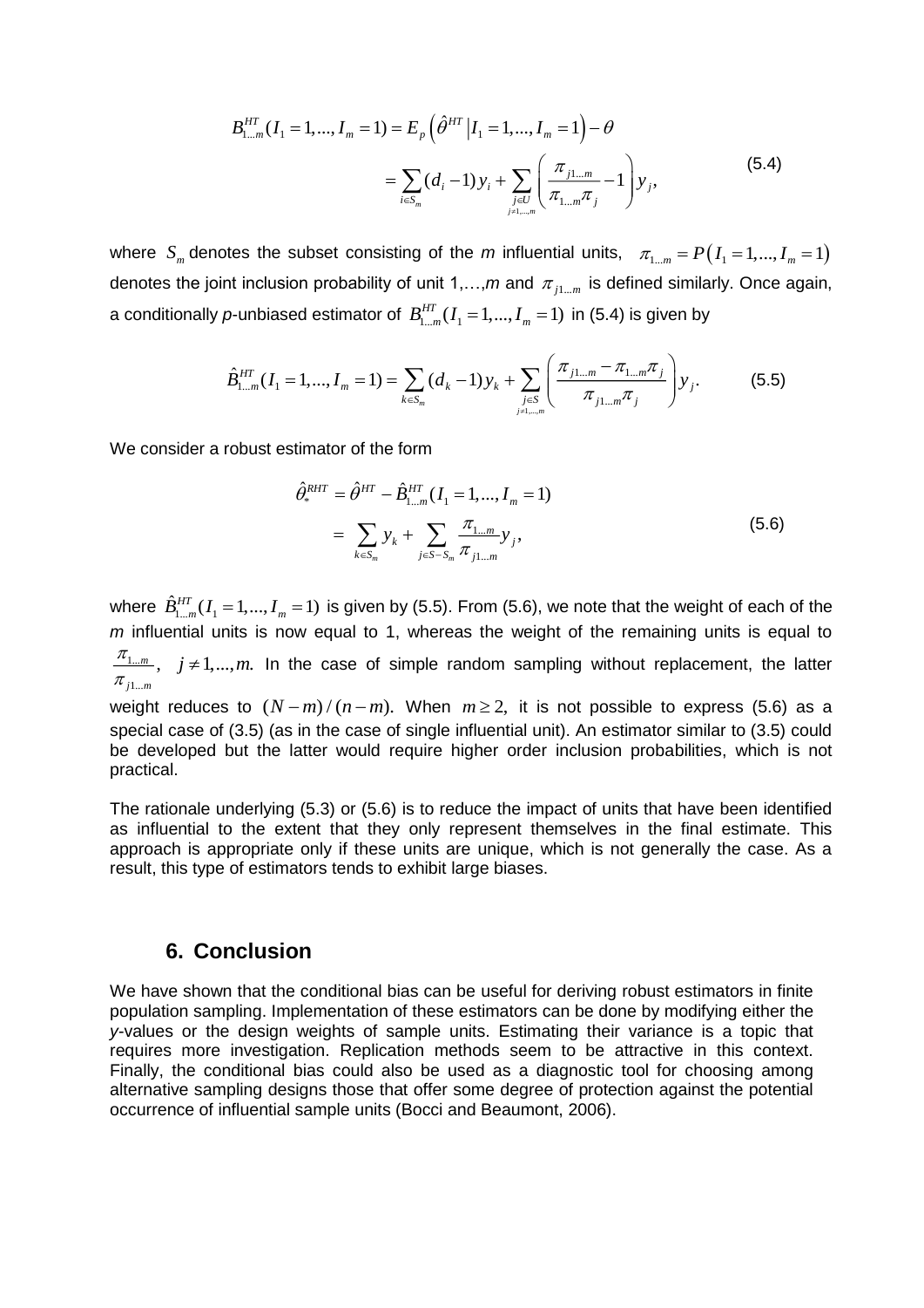$$B_{1\ldots m}^{HT}(I_1 = 1, ..., I_m = 1) = E_p\left(\hat{\theta}^{HT} \middle| I_1 = 1, ..., I_m = 1\right) - \theta$$

$$= \sum_{i \in S_m} (d_i - 1) y_i + \sum_{\substack{j \in U \\ j \neq 1,...,m}} \left( \frac{\pi_{j1\ldots m}}{\pi_{1\ldots m} \pi_j} - 1 \right) y_j, \tag{5.4}$$

where $S_m$ denotes the subset consisting of the $m$ influential units, $\pi_{1\ldots m} = P\left(I_1 = 1, ..., I_m = 1\right)$ denotes the joint inclusion probability of unit 1,…,$m$ and $\pi_{j1\ldots m}$ is defined similarly. Once again, a conditionally $p$-unbiased estimator of $B_{1\ldots m}^{HT}(I_1 = 1, ..., I_m = 1)$ in (5.4) is given by

$$\hat{B}_{1\ldots m}^{HT}(I_1 = 1, ..., I_m = 1) = \sum_{k \in S_m} (d_k - 1) y_k + \sum_{\substack{j \in S \\ j \neq 1,...,m}} \left( \frac{\pi_{j1\ldots m} - \pi_{1\ldots m} \pi_j}{\pi_{j1\ldots m} \pi_j} \right) y_j. \tag{5.5}$$

We consider a robust estimator of the form

$$\hat{\theta}_*^{RHT} = \hat{\theta}^{HT} - \hat{B}_{1\ldots m}^{HT}(I_1 = 1, ..., I_m = 1)$$

$$= \sum_{k \in S_m} y_k + \sum_{j \in S - S_m} \frac{\pi_{1\ldots m}}{\pi_{j1\ldots m}} y_j, \tag{5.6}$$

where $\hat{B}_{1\ldots m}^{HT}(I_1 = 1, ..., I_m = 1)$ is given by (5.5). From (5.6), we note that the weight of each of the $m$ influential units is now equal to 1, whereas the weight of the remaining units is equal to $\frac{\pi_{1\ldots m}}{\pi_{j1\ldots m}}$, $j \neq 1, ..., m$. In the case of simple random sampling without replacement, the latter weight reduces to $(N - m)/(n - m)$. When $m \geq 2$, it is not possible to express (5.6) as a special case of (3.5) (as in the case of single influential unit). An estimator similar to (3.5) could be developed but the latter would require higher order inclusion probabilities, which is not practical.

The rationale underlying (5.3) or (5.6) is to reduce the impact of units that have been identified as influential to the extent that they only represent themselves in the final estimate. This approach is appropriate only if these units are unique, which is not generally the case. As a result, this type of estimators tends to exhibit large biases.

## 6. Conclusion

We have shown that the conditional bias can be useful for deriving robust estimators in finite population sampling. Implementation of these estimators can be done by modifying either the *y*-values or the design weights of sample units. Estimating their variance is a topic that requires more investigation. Replication methods seem to be attractive in this context. Finally, the conditional bias could also be used as a diagnostic tool for choosing among alternative sampling designs those that offer some degree of protection against the potential occurrence of influential sample units (Bocci and Beaumont, 2006).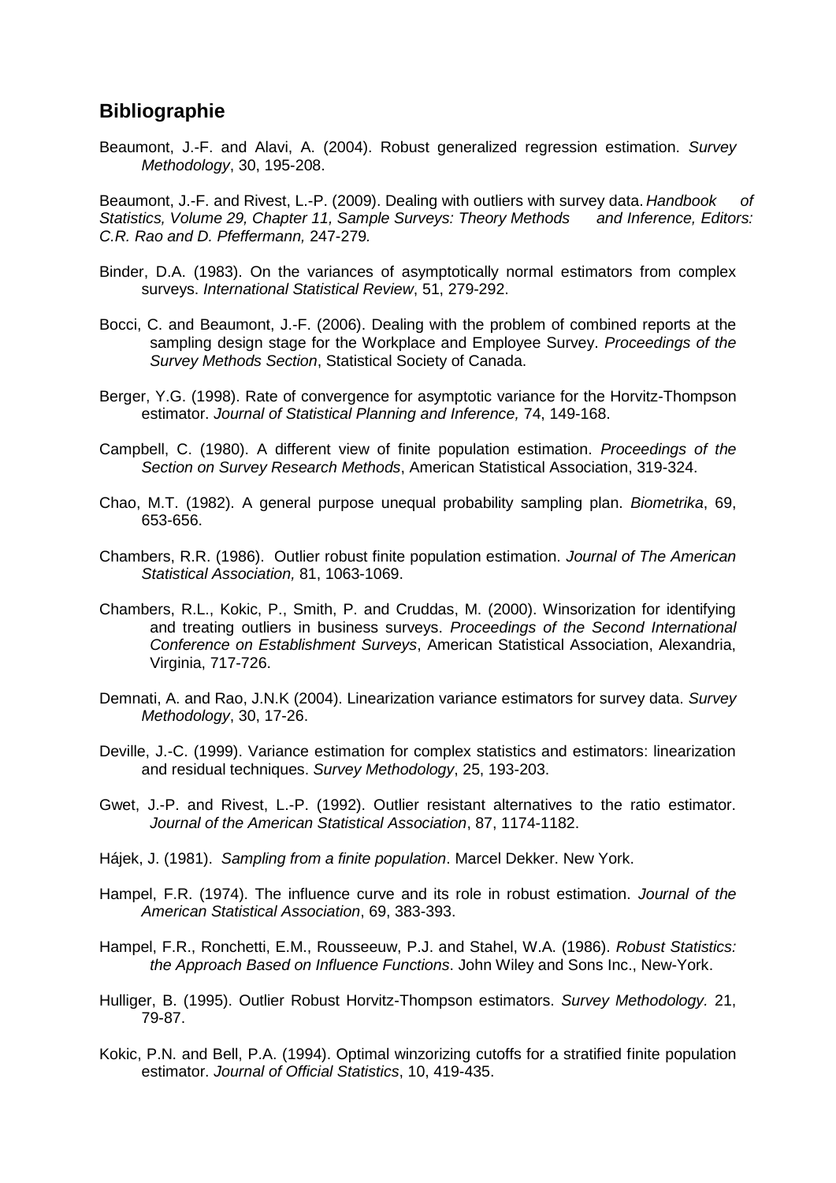## Bibliographie

Beaumont, J.-F. and Alavi, A. (2004). Robust generalized regression estimation. *Survey Methodology*, 30, 195-208.

Beaumont, J.-F. and Rivest, L.-P. (2009). Dealing with outliers with survey data. *Handbook of Statistics, Volume 29, Chapter 11, Sample Surveys: Theory Methods and Inference, Editors: C.R. Rao and D. Pfeffermann,* 247-279.

Binder, D.A. (1983). On the variances of asymptotically normal estimators from complex surveys. *International Statistical Review*, 51, 279-292.

Bocci, C. and Beaumont, J.-F. (2006). Dealing with the problem of combined reports at the sampling design stage for the Workplace and Employee Survey. *Proceedings of the Survey Methods Section*, Statistical Society of Canada.

Berger, Y.G. (1998). Rate of convergence for asymptotic variance for the Horvitz-Thompson estimator. *Journal of Statistical Planning and Inference,* 74, 149-168.

Campbell, C. (1980). A different view of finite population estimation. *Proceedings of the Section on Survey Research Methods*, American Statistical Association, 319-324.

Chao, M.T. (1982). A general purpose unequal probability sampling plan. *Biometrika*, 69, 653-656.

Chambers, R.R. (1986). Outlier robust finite population estimation. *Journal of The American Statistical Association,* 81, 1063-1069.

Chambers, R.L., Kokic, P., Smith, P. and Cruddas, M. (2000). Winsorization for identifying and treating outliers in business surveys. *Proceedings of the Second International Conference on Establishment Surveys*, American Statistical Association, Alexandria, Virginia, 717-726.

Demnati, A. and Rao, J.N.K (2004). Linearization variance estimators for survey data. *Survey Methodology*, 30, 17-26.

Deville, J.-C. (1999). Variance estimation for complex statistics and estimators: linearization and residual techniques. *Survey Methodology*, 25, 193-203.

Gwet, J.-P. and Rivest, L.-P. (1992). Outlier resistant alternatives to the ratio estimator. *Journal of the American Statistical Association*, 87, 1174-1182.

Hájek, J. (1981). *Sampling from a finite population*. Marcel Dekker. New York.

Hampel, F.R. (1974). The influence curve and its role in robust estimation. *Journal of the American Statistical Association*, 69, 383-393.

Hampel, F.R., Ronchetti, E.M., Rousseeuw, P.J. and Stahel, W.A. (1986). *Robust Statistics: the Approach Based on Influence Functions*. John Wiley and Sons Inc., New-York.

Hulliger, B. (1995). Outlier Robust Horvitz-Thompson estimators. *Survey Methodology.* 21, 79-87.

Kokic, P.N. and Bell, P.A. (1994). Optimal winzorizing cutoffs for a stratified finite population estimator. *Journal of Official Statistics*, 10, 419-435.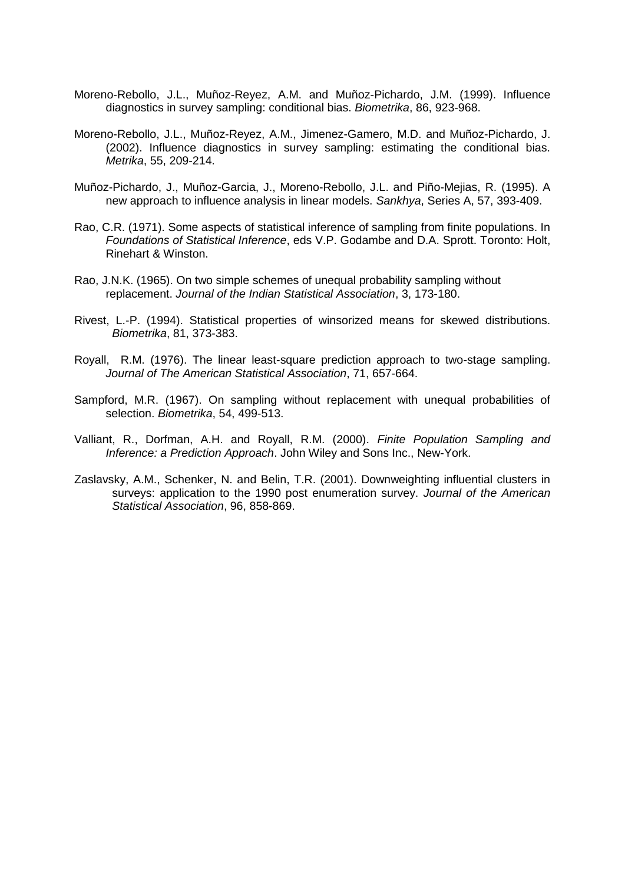Moreno-Rebollo, J.L., Muñoz-Reyez, A.M. and Muñoz-Pichardo, J.M. (1999). Influence diagnostics in survey sampling: conditional bias. *Biometrika*, 86, 923-968.

Moreno-Rebollo, J.L., Muñoz-Reyez, A.M., Jimenez-Gamero, M.D. and Muñoz-Pichardo, J. (2002). Influence diagnostics in survey sampling: estimating the conditional bias. *Metrika*, 55, 209-214.

Muñoz-Pichardo, J., Muñoz-Garcia, J., Moreno-Rebollo, J.L. and Piño-Mejias, R. (1995). A new approach to influence analysis in linear models. *Sankhya*, Series A, 57, 393-409.

Rao, C.R. (1971). Some aspects of statistical inference of sampling from finite populations. In *Foundations of Statistical Inference*, eds V.P. Godambe and D.A. Sprott. Toronto: Holt, Rinehart & Winston.

Rao, J.N.K. (1965). On two simple schemes of unequal probability sampling without replacement. *Journal of the Indian Statistical Association*, 3, 173-180.

Rivest, L.-P. (1994). Statistical properties of winsorized means for skewed distributions. *Biometrika*, 81, 373-383.

Royall, R.M. (1976). The linear least-square prediction approach to two-stage sampling. *Journal of The American Statistical Association*, 71, 657-664.

Sampford, M.R. (1967). On sampling without replacement with unequal probabilities of selection. *Biometrika*, 54, 499-513.

Valliant, R., Dorfman, A.H. and Royall, R.M. (2000). *Finite Population Sampling and Inference: a Prediction Approach*. John Wiley and Sons Inc., New-York.

Zaslavsky, A.M., Schenker, N. and Belin, T.R. (2001). Downweighting influential clusters in surveys: application to the 1990 post enumeration survey. *Journal of the American Statistical Association*, 96, 858-869.